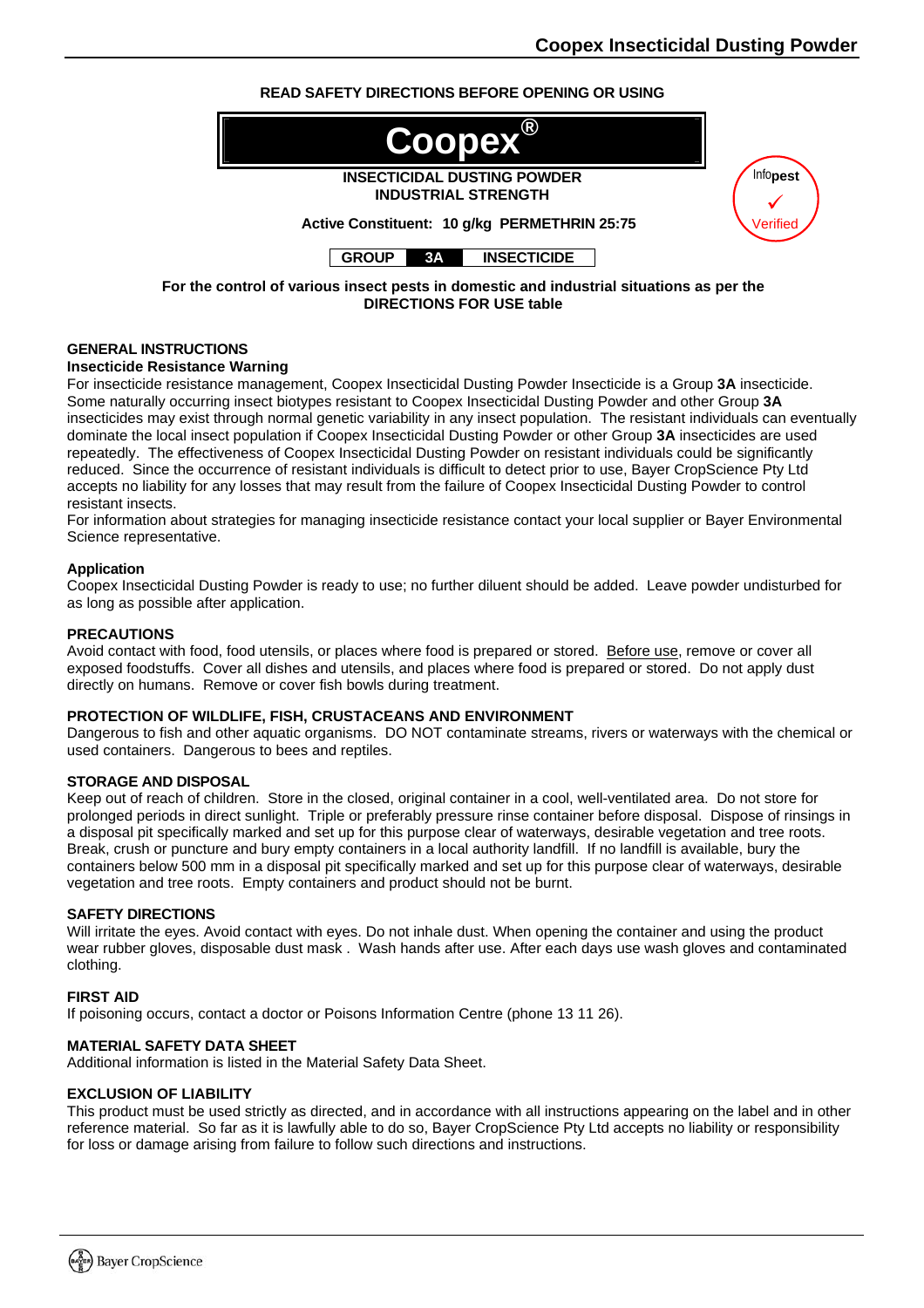READ SAFETY DIRECTIONS BEFORE OPENING OR USING

# Coopex®

**INSECTICIDAL DUSTING POWDER**
**INDUSTRIAL STRENGTH**

Infopest ✓ Verified

**Active Constituent: 10 g/kg PERMETHRIN 25:75**

| GROUP | 3A | INSECTICIDE |
|---|---|---|

**For the control of various insect pests in domestic and industrial situations as per the DIRECTIONS FOR USE table**

## GENERAL INSTRUCTIONS

### Insecticide Resistance Warning

For insecticide resistance management, Coopex Insecticidal Dusting Powder Insecticide is a Group **3A** insecticide. Some naturally occurring insect biotypes resistant to Coopex Insecticidal Dusting Powder and other Group **3A** insecticides may exist through normal genetic variability in any insect population. The resistant individuals can eventually dominate the local insect population if Coopex Insecticidal Dusting Powder or other Group **3A** insecticides are used repeatedly. The effectiveness of Coopex Insecticidal Dusting Powder on resistant individuals could be significantly reduced. Since the occurrence of resistant individuals is difficult to detect prior to use, Bayer CropScience Pty Ltd accepts no liability for any losses that may result from the failure of Coopex Insecticidal Dusting Powder to control resistant insects.
For information about strategies for managing insecticide resistance contact your local supplier or Bayer Environmental Science representative.

### Application

Coopex Insecticidal Dusting Powder is ready to use; no further diluent should be added. Leave powder undisturbed for as long as possible after application.

## PRECAUTIONS

Avoid contact with food, food utensils, or places where food is prepared or stored. Before use, remove or cover all exposed foodstuffs. Cover all dishes and utensils, and places where food is prepared or stored. Do not apply dust directly on humans. Remove or cover fish bowls during treatment.

## PROTECTION OF WILDLIFE, FISH, CRUSTACEANS AND ENVIRONMENT

Dangerous to fish and other aquatic organisms. DO NOT contaminate streams, rivers or waterways with the chemical or used containers. Dangerous to bees and reptiles.

## STORAGE AND DISPOSAL

Keep out of reach of children. Store in the closed, original container in a cool, well-ventilated area. Do not store for prolonged periods in direct sunlight. Triple or preferably pressure rinse container before disposal. Dispose of rinsings in a disposal pit specifically marked and set up for this purpose clear of waterways, desirable vegetation and tree roots. Break, crush or puncture and bury empty containers in a local authority landfill. If no landfill is available, bury the containers below 500 mm in a disposal pit specifically marked and set up for this purpose clear of waterways, desirable vegetation and tree roots. Empty containers and product should not be burnt.

## SAFETY DIRECTIONS

Will irritate the eyes. Avoid contact with eyes. Do not inhale dust. When opening the container and using the product wear rubber gloves, disposable dust mask . Wash hands after use. After each days use wash gloves and contaminated clothing.

## FIRST AID

If poisoning occurs, contact a doctor or Poisons Information Centre (phone 13 11 26).

## MATERIAL SAFETY DATA SHEET

Additional information is listed in the Material Safety Data Sheet.

## EXCLUSION OF LIABILITY

This product must be used strictly as directed, and in accordance with all instructions appearing on the label and in other reference material. So far as it is lawfully able to do so, Bayer CropScience Pty Ltd accepts no liability or responsibility for loss or damage arising from failure to follow such directions and instructions.

Bayer CropScience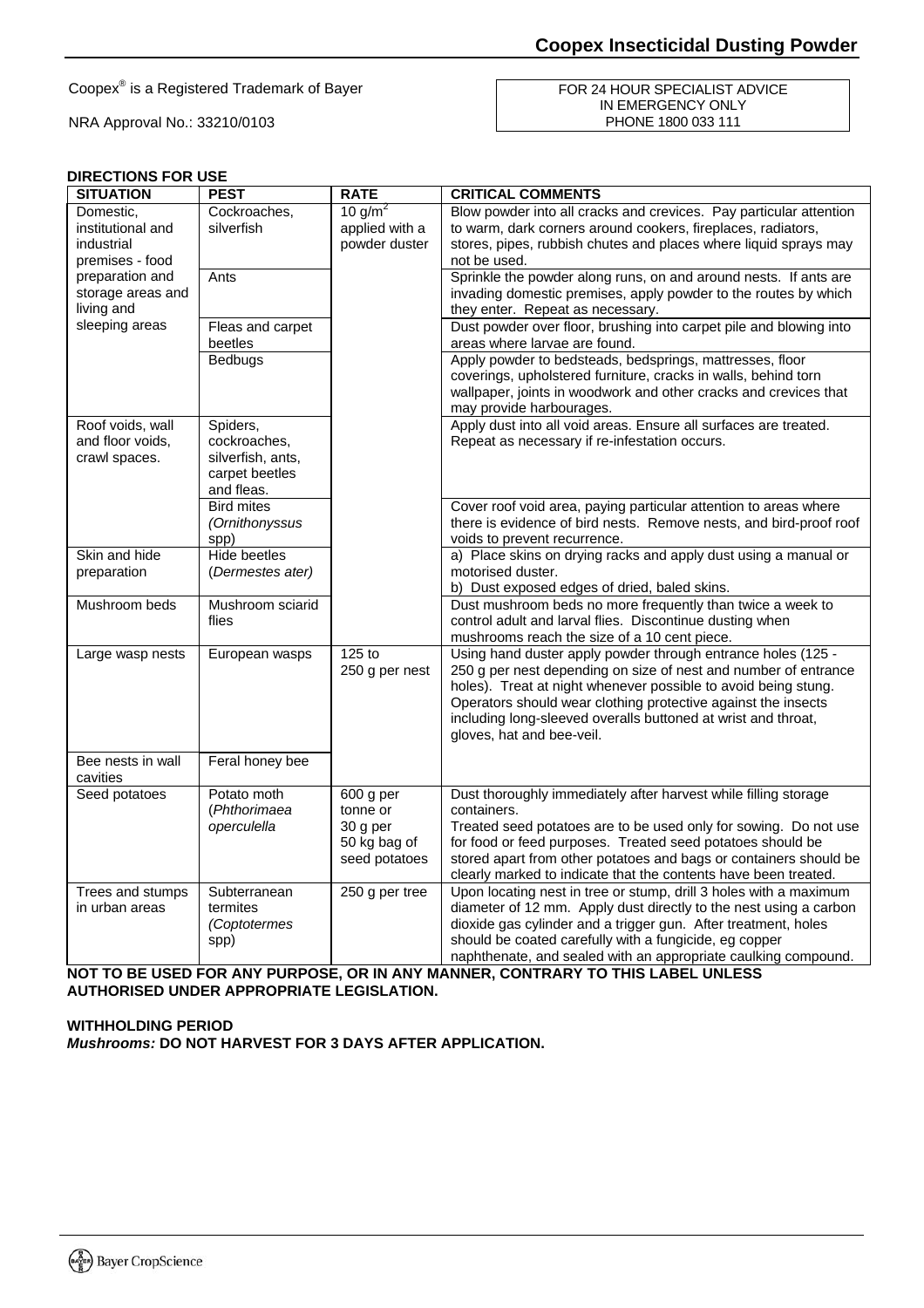Coopex® is a Registered Trademark of Bayer

NRA Approval No.: 33210/0103

FOR 24 HOUR SPECIALIST ADVICE
IN EMERGENCY ONLY
PHONE 1800 033 111

**DIRECTIONS FOR USE**

| SITUATION | PEST | RATE | CRITICAL COMMENTS |
|---|---|---|---|
| Domestic, institutional and industrial premises - food preparation and storage areas and living and sleeping areas | Cockroaches, silverfish | 10 g/m$^2$ applied with a powder duster | Blow powder into all cracks and crevices. Pay particular attention to warm, dark corners around cookers, fireplaces, radiators, stores, pipes, rubbish chutes and places where liquid sprays may not be used. |
| | Ants | | Sprinkle the powder along runs, on and around nests. If ants are invading domestic premises, apply powder to the routes by which they enter. Repeat as necessary. |
| | Fleas and carpet beetles | | Dust powder over floor, brushing into carpet pile and blowing into areas where larvae are found. |
| | Bedbugs | | Apply powder to bedsteads, bedsprings, mattresses, floor coverings, upholstered furniture, cracks in walls, behind torn wallpaper, joints in woodwork and other cracks and crevices that may provide harbourages. |
| Roof voids, wall and floor voids, crawl spaces. | Spiders, cockroaches, silverfish, ants, carpet beetles and fleas. | | Apply dust into all void areas. Ensure all surfaces are treated. Repeat as necessary if re-infestation occurs. |
| | Bird mites (*Ornithonyssus* spp) | | Cover roof void area, paying particular attention to areas where there is evidence of bird nests. Remove nests, and bird-proof roof voids to prevent recurrence. |
| Skin and hide preparation | Hide beetles (*Dermestes ater*) | | a) Place skins on drying racks and apply dust using a manual or motorised duster.<br>b) Dust exposed edges of dried, baled skins. |
| Mushroom beds | Mushroom sciarid flies | | Dust mushroom beds no more frequently than twice a week to control adult and larval flies. Discontinue dusting when mushrooms reach the size of a 10 cent piece. |
| Large wasp nests | European wasps | 125 to 250 g per nest | Using hand duster apply powder through entrance holes (125 - 250 g per nest depending on size of nest and number of entrance holes). Treat at night whenever possible to avoid being stung. Operators should wear clothing protective against the insects including long-sleeved overalls buttoned at wrist and throat, gloves, hat and bee-veil. |
| Bee nests in wall cavities | Feral honey bee | | |
| Seed potatoes | Potato moth (*Phthorimaea operculella* | 600 g per tonne or 30 g per 50 kg bag of seed potatoes | Dust thoroughly immediately after harvest while filling storage containers.<br>Treated seed potatoes are to be used only for sowing. Do not use for food or feed purposes. Treated seed potatoes should be stored apart from other potatoes and bags or containers should be clearly marked to indicate that the contents have been treated. |
| Trees and stumps in urban areas | Subterranean termites (*Coptotermes* spp) | 250 g per tree | Upon locating nest in tree or stump, drill 3 holes with a maximum diameter of 12 mm. Apply dust directly to the nest using a carbon dioxide gas cylinder and a trigger gun. After treatment, holes should be coated carefully with a fungicide, eg copper naphthenate, and sealed with an appropriate caulking compound. |

**NOT TO BE USED FOR ANY PURPOSE, OR IN ANY MANNER, CONTRARY TO THIS LABEL UNLESS AUTHORISED UNDER APPROPRIATE LEGISLATION.**

**WITHHOLDING PERIOD**

***Mushrooms:*** **DO NOT HARVEST FOR 3 DAYS AFTER APPLICATION.**